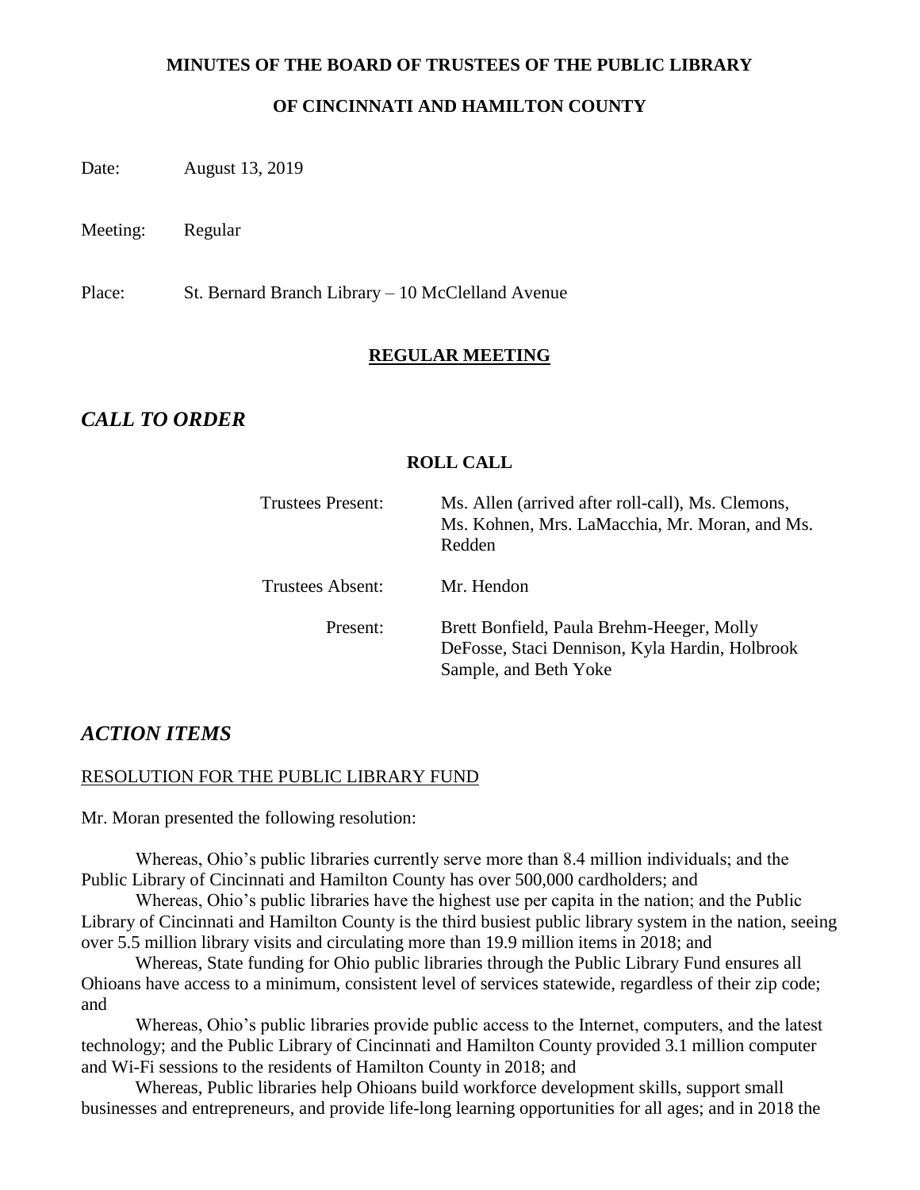**MINUTES OF THE BOARD OF TRUSTEES OF THE PUBLIC LIBRARY**

**OF CINCINNATI AND HAMILTON COUNTY**

Date: August 13, 2019

Meeting: Regular

Place: St. Bernard Branch Library – 10 McClelland Avenue

**REGULAR MEETING**

## *CALL TO ORDER*

**ROLL CALL**

| | |
|---|---|
| Trustees Present: | Ms. Allen (arrived after roll-call), Ms. Clemons, Ms. Kohnen, Mrs. LaMacchia, Mr. Moran, and Ms. Redden |
| Trustees Absent: | Mr. Hendon |
| Present: | Brett Bonfield, Paula Brehm-Heeger, Molly DeFosse, Staci Dennison, Kyla Hardin, Holbrook Sample, and Beth Yoke |

## *ACTION ITEMS*

RESOLUTION FOR THE PUBLIC LIBRARY FUND

Mr. Moran presented the following resolution:

Whereas, Ohio's public libraries currently serve more than 8.4 million individuals; and the Public Library of Cincinnati and Hamilton County has over 500,000 cardholders; and

Whereas, Ohio's public libraries have the highest use per capita in the nation; and the Public Library of Cincinnati and Hamilton County is the third busiest public library system in the nation, seeing over 5.5 million library visits and circulating more than 19.9 million items in 2018; and

Whereas, State funding for Ohio public libraries through the Public Library Fund ensures all Ohioans have access to a minimum, consistent level of services statewide, regardless of their zip code; and

Whereas, Ohio's public libraries provide public access to the Internet, computers, and the latest technology; and the Public Library of Cincinnati and Hamilton County provided 3.1 million computer and Wi-Fi sessions to the residents of Hamilton County in 2018; and

Whereas, Public libraries help Ohioans build workforce development skills, support small businesses and entrepreneurs, and provide life-long learning opportunities for all ages; and in 2018 the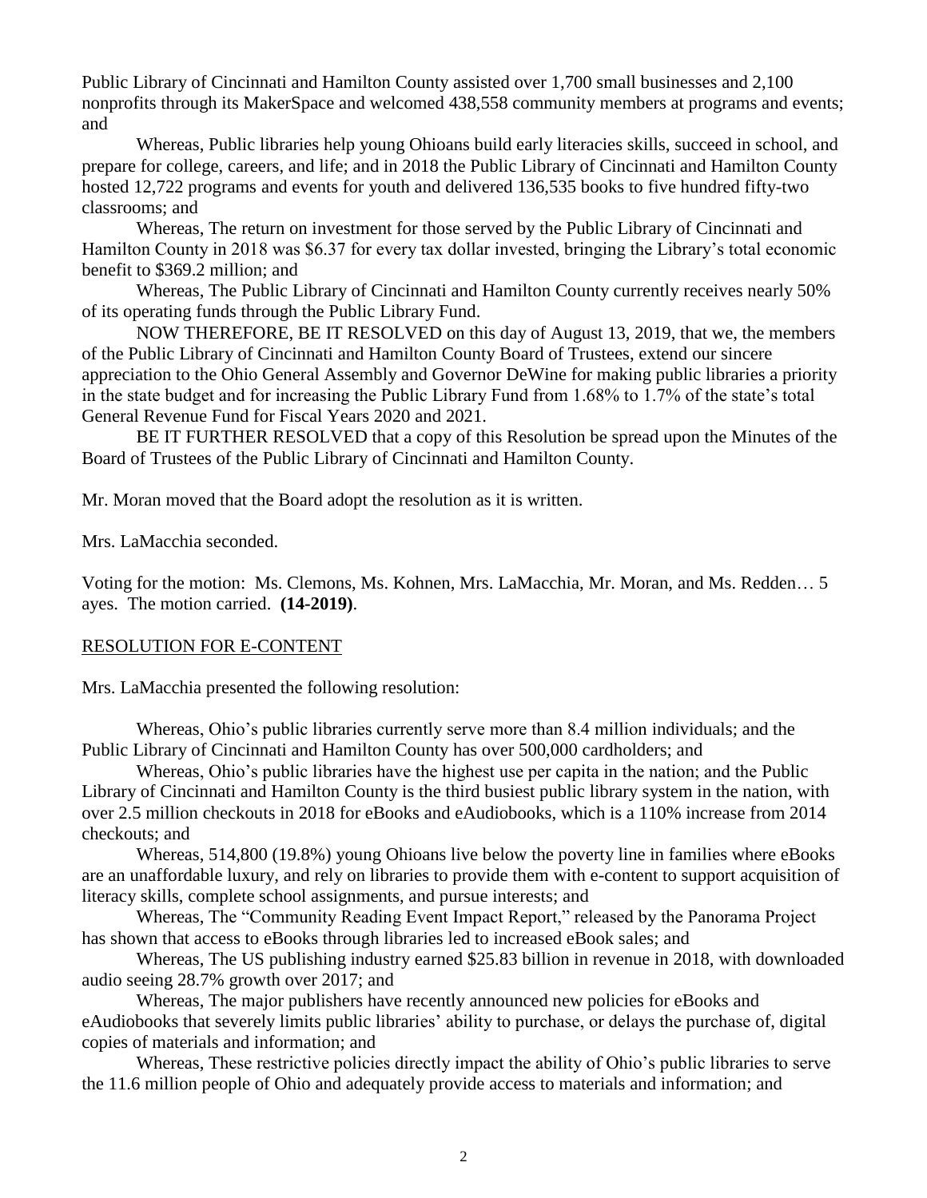Public Library of Cincinnati and Hamilton County assisted over 1,700 small businesses and 2,100 nonprofits through its MakerSpace and welcomed 438,558 community members at programs and events; and

Whereas, Public libraries help young Ohioans build early literacies skills, succeed in school, and prepare for college, careers, and life; and in 2018 the Public Library of Cincinnati and Hamilton County hosted 12,722 programs and events for youth and delivered 136,535 books to five hundred fifty-two classrooms; and

Whereas, The return on investment for those served by the Public Library of Cincinnati and Hamilton County in 2018 was $6.37 for every tax dollar invested, bringing the Library's total economic benefit to $369.2 million; and

Whereas, The Public Library of Cincinnati and Hamilton County currently receives nearly 50% of its operating funds through the Public Library Fund.

NOW THEREFORE, BE IT RESOLVED on this day of August 13, 2019, that we, the members of the Public Library of Cincinnati and Hamilton County Board of Trustees, extend our sincere appreciation to the Ohio General Assembly and Governor DeWine for making public libraries a priority in the state budget and for increasing the Public Library Fund from 1.68% to 1.7% of the state's total General Revenue Fund for Fiscal Years 2020 and 2021.

BE IT FURTHER RESOLVED that a copy of this Resolution be spread upon the Minutes of the Board of Trustees of the Public Library of Cincinnati and Hamilton County.

Mr. Moran moved that the Board adopt the resolution as it is written.

Mrs. LaMacchia seconded.

Voting for the motion: Ms. Clemons, Ms. Kohnen, Mrs. LaMacchia, Mr. Moran, and Ms. Redden… 5 ayes. The motion carried. **(14-2019)**.

RESOLUTION FOR E-CONTENT

Mrs. LaMacchia presented the following resolution:

Whereas, Ohio's public libraries currently serve more than 8.4 million individuals; and the Public Library of Cincinnati and Hamilton County has over 500,000 cardholders; and

Whereas, Ohio's public libraries have the highest use per capita in the nation; and the Public Library of Cincinnati and Hamilton County is the third busiest public library system in the nation, with over 2.5 million checkouts in 2018 for eBooks and eAudiobooks, which is a 110% increase from 2014 checkouts; and

Whereas, 514,800 (19.8%) young Ohioans live below the poverty line in families where eBooks are an unaffordable luxury, and rely on libraries to provide them with e-content to support acquisition of literacy skills, complete school assignments, and pursue interests; and

Whereas, The "Community Reading Event Impact Report," released by the Panorama Project has shown that access to eBooks through libraries led to increased eBook sales; and

Whereas, The US publishing industry earned $25.83 billion in revenue in 2018, with downloaded audio seeing 28.7% growth over 2017; and

Whereas, The major publishers have recently announced new policies for eBooks and eAudiobooks that severely limits public libraries' ability to purchase, or delays the purchase of, digital copies of materials and information; and

Whereas, These restrictive policies directly impact the ability of Ohio's public libraries to serve the 11.6 million people of Ohio and adequately provide access to materials and information; and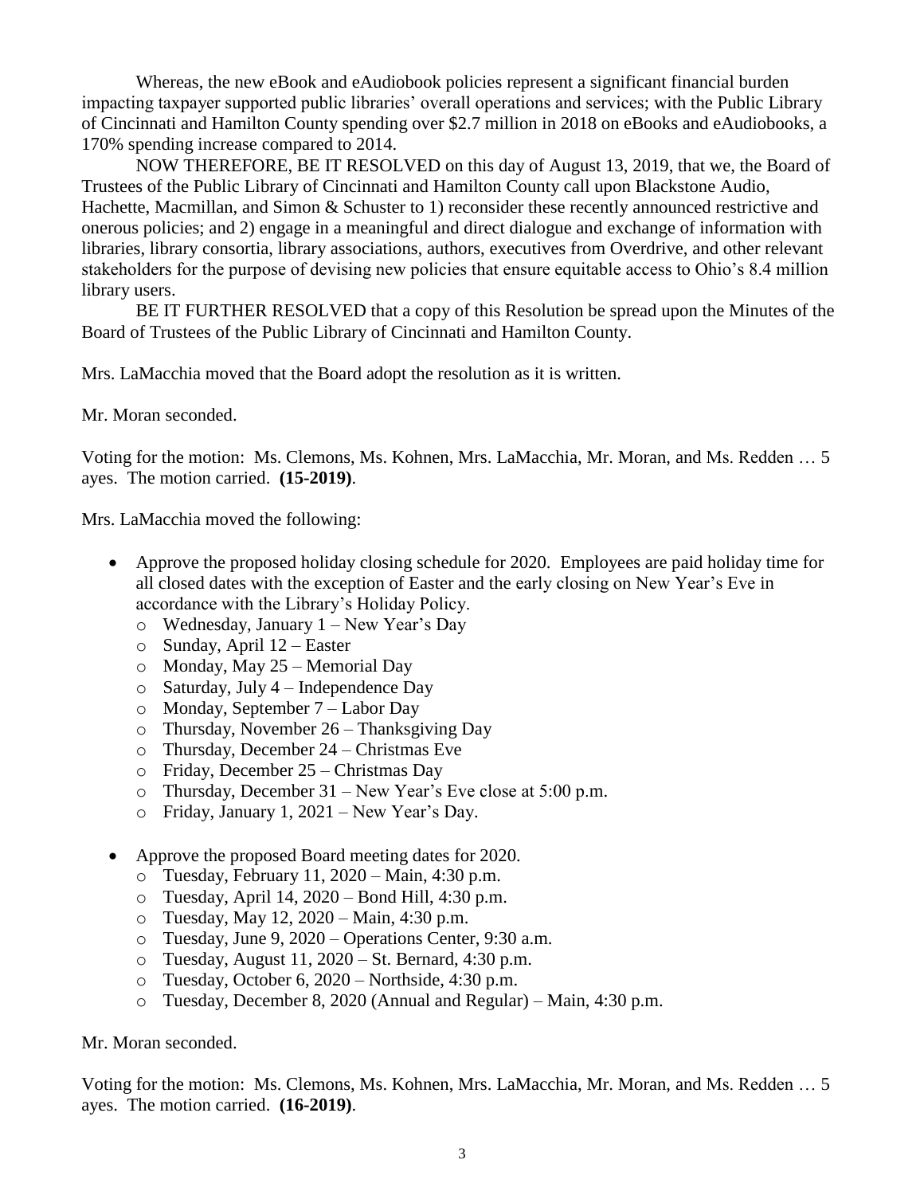Whereas, the new eBook and eAudiobook policies represent a significant financial burden impacting taxpayer supported public libraries' overall operations and services; with the Public Library of Cincinnati and Hamilton County spending over $2.7 million in 2018 on eBooks and eAudiobooks, a 170% spending increase compared to 2014.

NOW THEREFORE, BE IT RESOLVED on this day of August 13, 2019, that we, the Board of Trustees of the Public Library of Cincinnati and Hamilton County call upon Blackstone Audio, Hachette, Macmillan, and Simon & Schuster to 1) reconsider these recently announced restrictive and onerous policies; and 2) engage in a meaningful and direct dialogue and exchange of information with libraries, library consortia, library associations, authors, executives from Overdrive, and other relevant stakeholders for the purpose of devising new policies that ensure equitable access to Ohio's 8.4 million library users.

BE IT FURTHER RESOLVED that a copy of this Resolution be spread upon the Minutes of the Board of Trustees of the Public Library of Cincinnati and Hamilton County.

Mrs. LaMacchia moved that the Board adopt the resolution as it is written.

Mr. Moran seconded.

Voting for the motion: Ms. Clemons, Ms. Kohnen, Mrs. LaMacchia, Mr. Moran, and Ms. Redden … 5 ayes. The motion carried. **(15-2019)**.

Mrs. LaMacchia moved the following:

- Approve the proposed holiday closing schedule for 2020. Employees are paid holiday time for all closed dates with the exception of Easter and the early closing on New Year's Eve in accordance with the Library's Holiday Policy.
  - Wednesday, January 1 – New Year's Day
  - Sunday, April 12 – Easter
  - Monday, May 25 – Memorial Day
  - Saturday, July 4 – Independence Day
  - Monday, September 7 – Labor Day
  - Thursday, November 26 – Thanksgiving Day
  - Thursday, December 24 – Christmas Eve
  - Friday, December 25 – Christmas Day
  - Thursday, December 31 – New Year's Eve close at 5:00 p.m.
  - Friday, January 1, 2021 – New Year's Day.

- Approve the proposed Board meeting dates for 2020.
  - Tuesday, February 11, 2020 – Main, 4:30 p.m.
  - Tuesday, April 14, 2020 – Bond Hill, 4:30 p.m.
  - Tuesday, May 12, 2020 – Main, 4:30 p.m.
  - Tuesday, June 9, 2020 – Operations Center, 9:30 a.m.
  - Tuesday, August 11, 2020 – St. Bernard, 4:30 p.m.
  - Tuesday, October 6, 2020 – Northside, 4:30 p.m.
  - Tuesday, December 8, 2020 (Annual and Regular) – Main, 4:30 p.m.

Mr. Moran seconded.

Voting for the motion: Ms. Clemons, Ms. Kohnen, Mrs. LaMacchia, Mr. Moran, and Ms. Redden … 5 ayes. The motion carried. **(16-2019)**.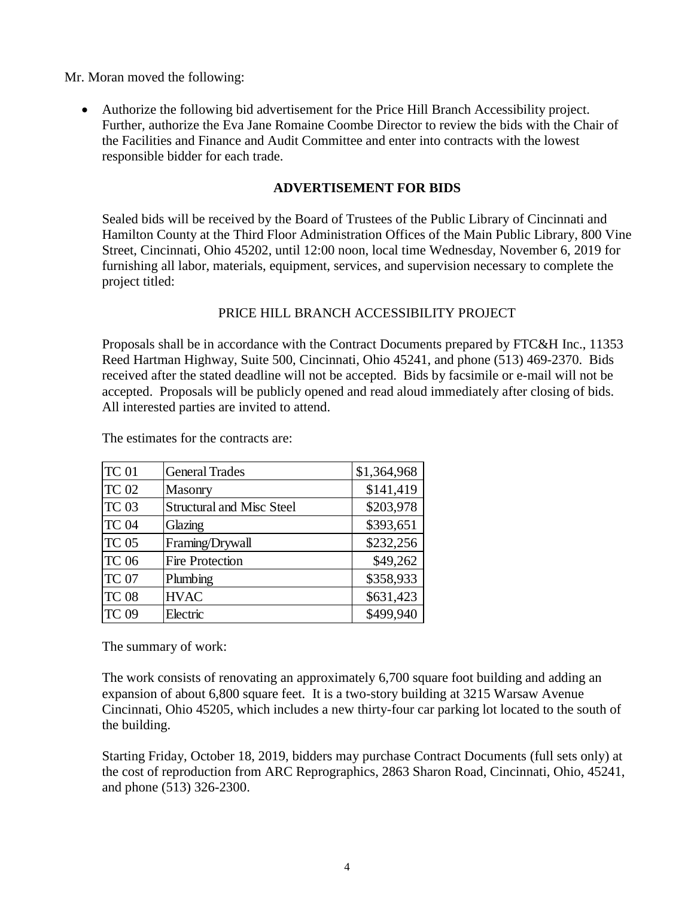Mr. Moran moved the following:

- Authorize the following bid advertisement for the Price Hill Branch Accessibility project. Further, authorize the Eva Jane Romaine Coombe Director to review the bids with the Chair of the Facilities and Finance and Audit Committee and enter into contracts with the lowest responsible bidder for each trade.

**ADVERTISEMENT FOR BIDS**

Sealed bids will be received by the Board of Trustees of the Public Library of Cincinnati and Hamilton County at the Third Floor Administration Offices of the Main Public Library, 800 Vine Street, Cincinnati, Ohio 45202, until 12:00 noon, local time Wednesday, November 6, 2019 for furnishing all labor, materials, equipment, services, and supervision necessary to complete the project titled:

PRICE HILL BRANCH ACCESSIBILITY PROJECT

Proposals shall be in accordance with the Contract Documents prepared by FTC&H Inc., 11353 Reed Hartman Highway, Suite 500, Cincinnati, Ohio 45241, and phone (513) 469-2370. Bids received after the stated deadline will not be accepted. Bids by facsimile or e-mail will not be accepted. Proposals will be publicly opened and read aloud immediately after closing of bids. All interested parties are invited to attend.

The estimates for the contracts are:

| | | |
|---|---|---:|
| TC 01 | General Trades | $1,364,968 |
| TC 02 | Masonry | $141,419 |
| TC 03 | Structural and Misc Steel | $203,978 |
| TC 04 | Glazing | $393,651 |
| TC 05 | Framing/Drywall | $232,256 |
| TC 06 | Fire Protection | $49,262 |
| TC 07 | Plumbing | $358,933 |
| TC 08 | HVAC | $631,423 |
| TC 09 | Electric | $499,940 |

The summary of work:

The work consists of renovating an approximately 6,700 square foot building and adding an expansion of about 6,800 square feet. It is a two-story building at 3215 Warsaw Avenue Cincinnati, Ohio 45205, which includes a new thirty-four car parking lot located to the south of the building.

Starting Friday, October 18, 2019, bidders may purchase Contract Documents (full sets only) at the cost of reproduction from ARC Reprographics, 2863 Sharon Road, Cincinnati, Ohio, 45241, and phone (513) 326-2300.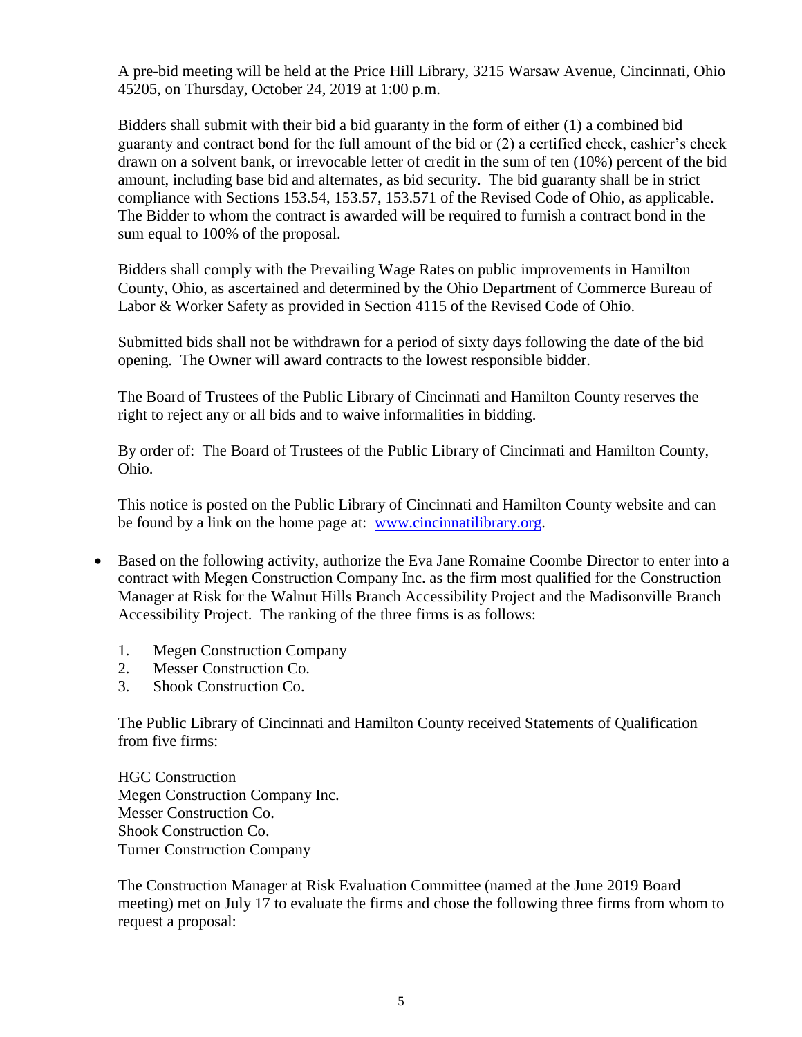A pre-bid meeting will be held at the Price Hill Library, 3215 Warsaw Avenue, Cincinnati, Ohio 45205, on Thursday, October 24, 2019 at 1:00 p.m.

Bidders shall submit with their bid a bid guaranty in the form of either (1) a combined bid guaranty and contract bond for the full amount of the bid or (2) a certified check, cashier's check drawn on a solvent bank, or irrevocable letter of credit in the sum of ten (10%) percent of the bid amount, including base bid and alternates, as bid security. The bid guaranty shall be in strict compliance with Sections 153.54, 153.57, 153.571 of the Revised Code of Ohio, as applicable. The Bidder to whom the contract is awarded will be required to furnish a contract bond in the sum equal to 100% of the proposal.

Bidders shall comply with the Prevailing Wage Rates on public improvements in Hamilton County, Ohio, as ascertained and determined by the Ohio Department of Commerce Bureau of Labor & Worker Safety as provided in Section 4115 of the Revised Code of Ohio.

Submitted bids shall not be withdrawn for a period of sixty days following the date of the bid opening. The Owner will award contracts to the lowest responsible bidder.

The Board of Trustees of the Public Library of Cincinnati and Hamilton County reserves the right to reject any or all bids and to waive informalities in bidding.

By order of: The Board of Trustees of the Public Library of Cincinnati and Hamilton County, Ohio.

This notice is posted on the Public Library of Cincinnati and Hamilton County website and can be found by a link on the home page at: www.cincinnatilibrary.org.

- Based on the following activity, authorize the Eva Jane Romaine Coombe Director to enter into a contract with Megen Construction Company Inc. as the firm most qualified for the Construction Manager at Risk for the Walnut Hills Branch Accessibility Project and the Madisonville Branch Accessibility Project. The ranking of the three firms is as follows:

  1. Megen Construction Company
  2. Messer Construction Co.
  3. Shook Construction Co.

  The Public Library of Cincinnati and Hamilton County received Statements of Qualification from five firms:

  HGC Construction
  Megen Construction Company Inc.
  Messer Construction Co.
  Shook Construction Co.
  Turner Construction Company

  The Construction Manager at Risk Evaluation Committee (named at the June 2019 Board meeting) met on July 17 to evaluate the firms and chose the following three firms from whom to request a proposal: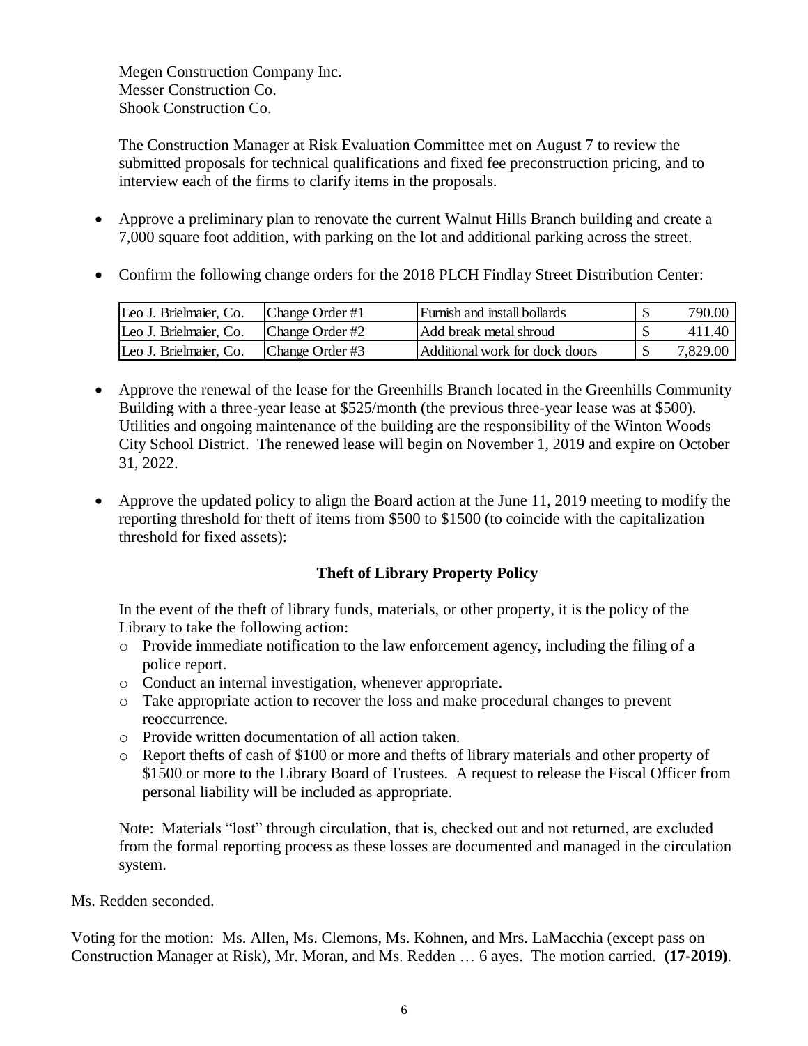Megen Construction Company Inc.
Messer Construction Co.
Shook Construction Co.

The Construction Manager at Risk Evaluation Committee met on August 7 to review the submitted proposals for technical qualifications and fixed fee preconstruction pricing, and to interview each of the firms to clarify items in the proposals.

- Approve a preliminary plan to renovate the current Walnut Hills Branch building and create a 7,000 square foot addition, with parking on the lot and additional parking across the street.

- Confirm the following change orders for the 2018 PLCH Findlay Street Distribution Center:

| | | | |
|---|---|---|---|
| Leo J. Brielmaier, Co. | Change Order #1 | Furnish and install bollards | $ 790.00 |
| Leo J. Brielmaier, Co. | Change Order #2 | Add break metal shroud | $ 411.40 |
| Leo J. Brielmaier, Co. | Change Order #3 | Additional work for dock doors | $ 7,829.00 |

- Approve the renewal of the lease for the Greenhills Branch located in the Greenhills Community Building with a three-year lease at $525/month (the previous three-year lease was at $500). Utilities and ongoing maintenance of the building are the responsibility of the Winton Woods City School District. The renewed lease will begin on November 1, 2019 and expire on October 31, 2022.

- Approve the updated policy to align the Board action at the June 11, 2019 meeting to modify the reporting threshold for theft of items from $500 to $1500 (to coincide with the capitalization threshold for fixed assets):

**Theft of Library Property Policy**

In the event of the theft of library funds, materials, or other property, it is the policy of the Library to take the following action:

- Provide immediate notification to the law enforcement agency, including the filing of a police report.
- Conduct an internal investigation, whenever appropriate.
- Take appropriate action to recover the loss and make procedural changes to prevent reoccurrence.
- Provide written documentation of all action taken.
- Report thefts of cash of $100 or more and thefts of library materials and other property of $1500 or more to the Library Board of Trustees. A request to release the Fiscal Officer from personal liability will be included as appropriate.

Note: Materials "lost" through circulation, that is, checked out and not returned, are excluded from the formal reporting process as these losses are documented and managed in the circulation system.

Ms. Redden seconded.

Voting for the motion: Ms. Allen, Ms. Clemons, Ms. Kohnen, and Mrs. LaMacchia (except pass on Construction Manager at Risk), Mr. Moran, and Ms. Redden … 6 ayes. The motion carried. **(17-2019)**.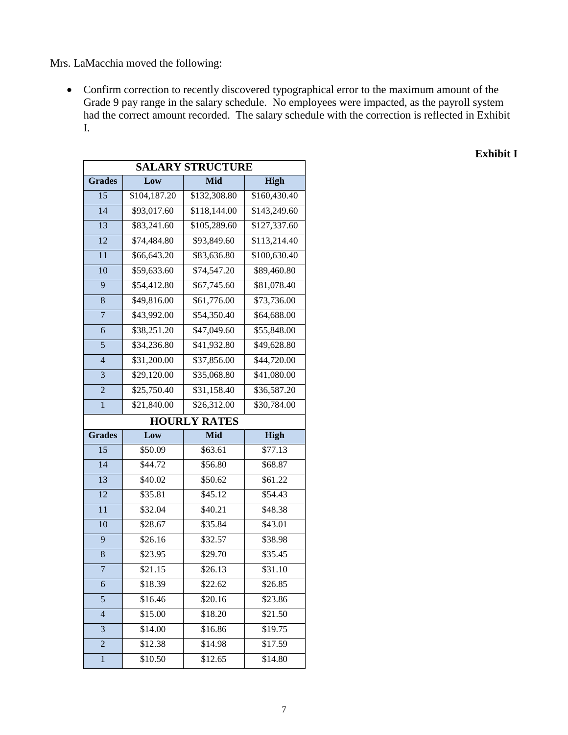Mrs. LaMacchia moved the following:

- Confirm correction to recently discovered typographical error to the maximum amount of the Grade 9 pay range in the salary schedule. No employees were impacted, as the payroll system had the correct amount recorded. The salary schedule with the correction is reflected in Exhibit I.

**Exhibit I**

| SALARY STRUCTURE | | | |
|---|---|---|---|
| **Grades** | **Low** | **Mid** | **High** |
| 15 | $104,187.20 | $132,308.80 | $160,430.40 |
| 14 | $93,017.60 | $118,144.00 | $143,249.60 |
| 13 | $83,241.60 | $105,289.60 | $127,337.60 |
| 12 | $74,484.80 | $93,849.60 | $113,214.40 |
| 11 | $66,643.20 | $83,636.80 | $100,630.40 |
| 10 | $59,633.60 | $74,547.20 | $89,460.80 |
| 9 | $54,412.80 | $67,745.60 | $81,078.40 |
| 8 | $49,816.00 | $61,776.00 | $73,736.00 |
| 7 | $43,992.00 | $54,350.40 | $64,688.00 |
| 6 | $38,251.20 | $47,049.60 | $55,848.00 |
| 5 | $34,236.80 | $41,932.80 | $49,628.80 |
| 4 | $31,200.00 | $37,856.00 | $44,720.00 |
| 3 | $29,120.00 | $35,068.80 | $41,080.00 |
| 2 | $25,750.40 | $31,158.40 | $36,587.20 |
| 1 | $21,840.00 | $26,312.00 | $30,784.00 |
| **HOURLY RATES** | | | |
| **Grades** | **Low** | **Mid** | **High** |
| 15 | $50.09 | $63.61 | $77.13 |
| 14 | $44.72 | $56.80 | $68.87 |
| 13 | $40.02 | $50.62 | $61.22 |
| 12 | $35.81 | $45.12 | $54.43 |
| 11 | $32.04 | $40.21 | $48.38 |
| 10 | $28.67 | $35.84 | $43.01 |
| 9 | $26.16 | $32.57 | $38.98 |
| 8 | $23.95 | $29.70 | $35.45 |
| 7 | $21.15 | $26.13 | $31.10 |
| 6 | $18.39 | $22.62 | $26.85 |
| 5 | $16.46 | $20.16 | $23.86 |
| 4 | $15.00 | $18.20 | $21.50 |
| 3 | $14.00 | $16.86 | $19.75 |
| 2 | $12.38 | $14.98 | $17.59 |
| 1 | $10.50 | $12.65 | $14.80 |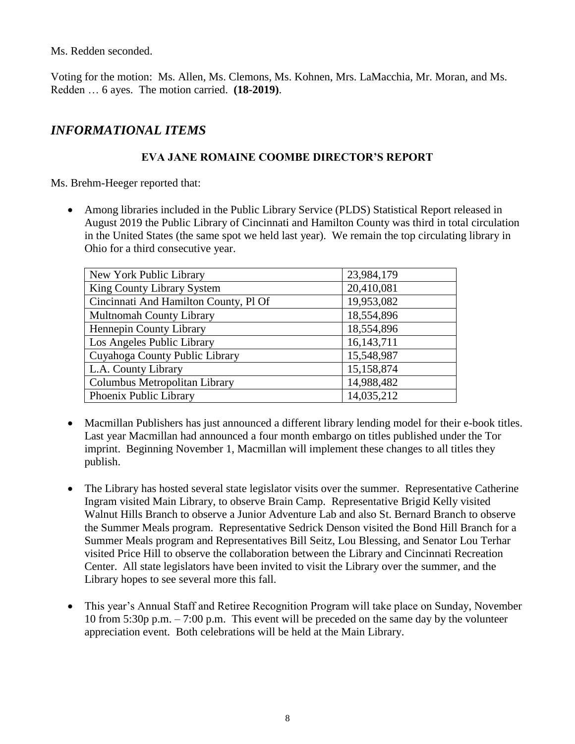Ms. Redden seconded.

Voting for the motion: Ms. Allen, Ms. Clemons, Ms. Kohnen, Mrs. LaMacchia, Mr. Moran, and Ms. Redden … 6 ayes. The motion carried. **(18-2019)**.

## *INFORMATIONAL ITEMS*

### EVA JANE ROMAINE COOMBE DIRECTOR'S REPORT

Ms. Brehm-Heeger reported that:

- Among libraries included in the Public Library Service (PLDS) Statistical Report released in August 2019 the Public Library of Cincinnati and Hamilton County was third in total circulation in the United States (the same spot we held last year). We remain the top circulating library in Ohio for a third consecutive year.

| Library | Circulation |
|---|---|
| New York Public Library | 23,984,179 |
| King County Library System | 20,410,081 |
| Cincinnati And Hamilton County, Pl Of | 19,953,082 |
| Multnomah County Library | 18,554,896 |
| Hennepin County Library | 18,554,896 |
| Los Angeles Public Library | 16,143,711 |
| Cuyahoga County Public Library | 15,548,987 |
| L.A. County Library | 15,158,874 |
| Columbus Metropolitan Library | 14,988,482 |
| Phoenix Public Library | 14,035,212 |

- Macmillan Publishers has just announced a different library lending model for their e-book titles. Last year Macmillan had announced a four month embargo on titles published under the Tor imprint. Beginning November 1, Macmillan will implement these changes to all titles they publish.

- The Library has hosted several state legislator visits over the summer. Representative Catherine Ingram visited Main Library, to observe Brain Camp. Representative Brigid Kelly visited Walnut Hills Branch to observe a Junior Adventure Lab and also St. Bernard Branch to observe the Summer Meals program. Representative Sedrick Denson visited the Bond Hill Branch for a Summer Meals program and Representatives Bill Seitz, Lou Blessing, and Senator Lou Terhar visited Price Hill to observe the collaboration between the Library and Cincinnati Recreation Center. All state legislators have been invited to visit the Library over the summer, and the Library hopes to see several more this fall.

- This year's Annual Staff and Retiree Recognition Program will take place on Sunday, November 10 from 5:30p p.m. – 7:00 p.m. This event will be preceded on the same day by the volunteer appreciation event. Both celebrations will be held at the Main Library.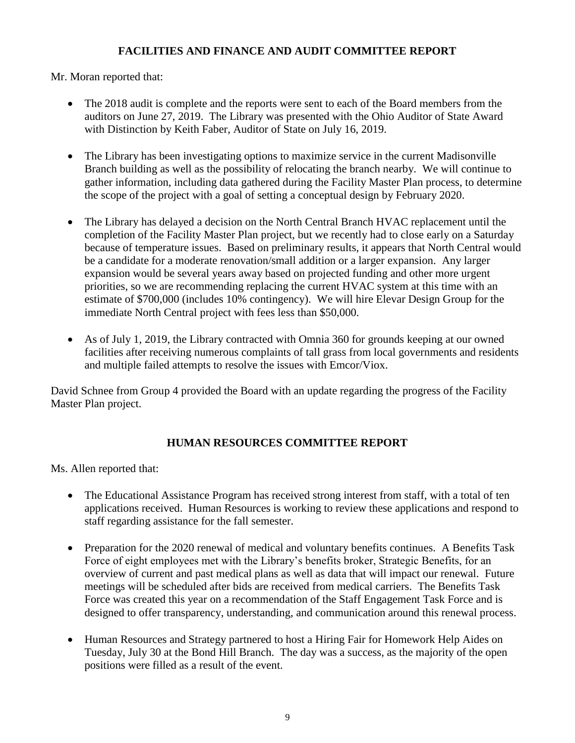## FACILITIES AND FINANCE AND AUDIT COMMITTEE REPORT

Mr. Moran reported that:

- The 2018 audit is complete and the reports were sent to each of the Board members from the auditors on June 27, 2019. The Library was presented with the Ohio Auditor of State Award with Distinction by Keith Faber, Auditor of State on July 16, 2019.

- The Library has been investigating options to maximize service in the current Madisonville Branch building as well as the possibility of relocating the branch nearby. We will continue to gather information, including data gathered during the Facility Master Plan process, to determine the scope of the project with a goal of setting a conceptual design by February 2020.

- The Library has delayed a decision on the North Central Branch HVAC replacement until the completion of the Facility Master Plan project, but we recently had to close early on a Saturday because of temperature issues. Based on preliminary results, it appears that North Central would be a candidate for a moderate renovation/small addition or a larger expansion. Any larger expansion would be several years away based on projected funding and other more urgent priorities, so we are recommending replacing the current HVAC system at this time with an estimate of $700,000 (includes 10% contingency). We will hire Elevar Design Group for the immediate North Central project with fees less than $50,000.

- As of July 1, 2019, the Library contracted with Omnia 360 for grounds keeping at our owned facilities after receiving numerous complaints of tall grass from local governments and residents and multiple failed attempts to resolve the issues with Emcor/Viox.

David Schnee from Group 4 provided the Board with an update regarding the progress of the Facility Master Plan project.

## HUMAN RESOURCES COMMITTEE REPORT

Ms. Allen reported that:

- The Educational Assistance Program has received strong interest from staff, with a total of ten applications received. Human Resources is working to review these applications and respond to staff regarding assistance for the fall semester.

- Preparation for the 2020 renewal of medical and voluntary benefits continues. A Benefits Task Force of eight employees met with the Library's benefits broker, Strategic Benefits, for an overview of current and past medical plans as well as data that will impact our renewal. Future meetings will be scheduled after bids are received from medical carriers. The Benefits Task Force was created this year on a recommendation of the Staff Engagement Task Force and is designed to offer transparency, understanding, and communication around this renewal process.

- Human Resources and Strategy partnered to host a Hiring Fair for Homework Help Aides on Tuesday, July 30 at the Bond Hill Branch. The day was a success, as the majority of the open positions were filled as a result of the event.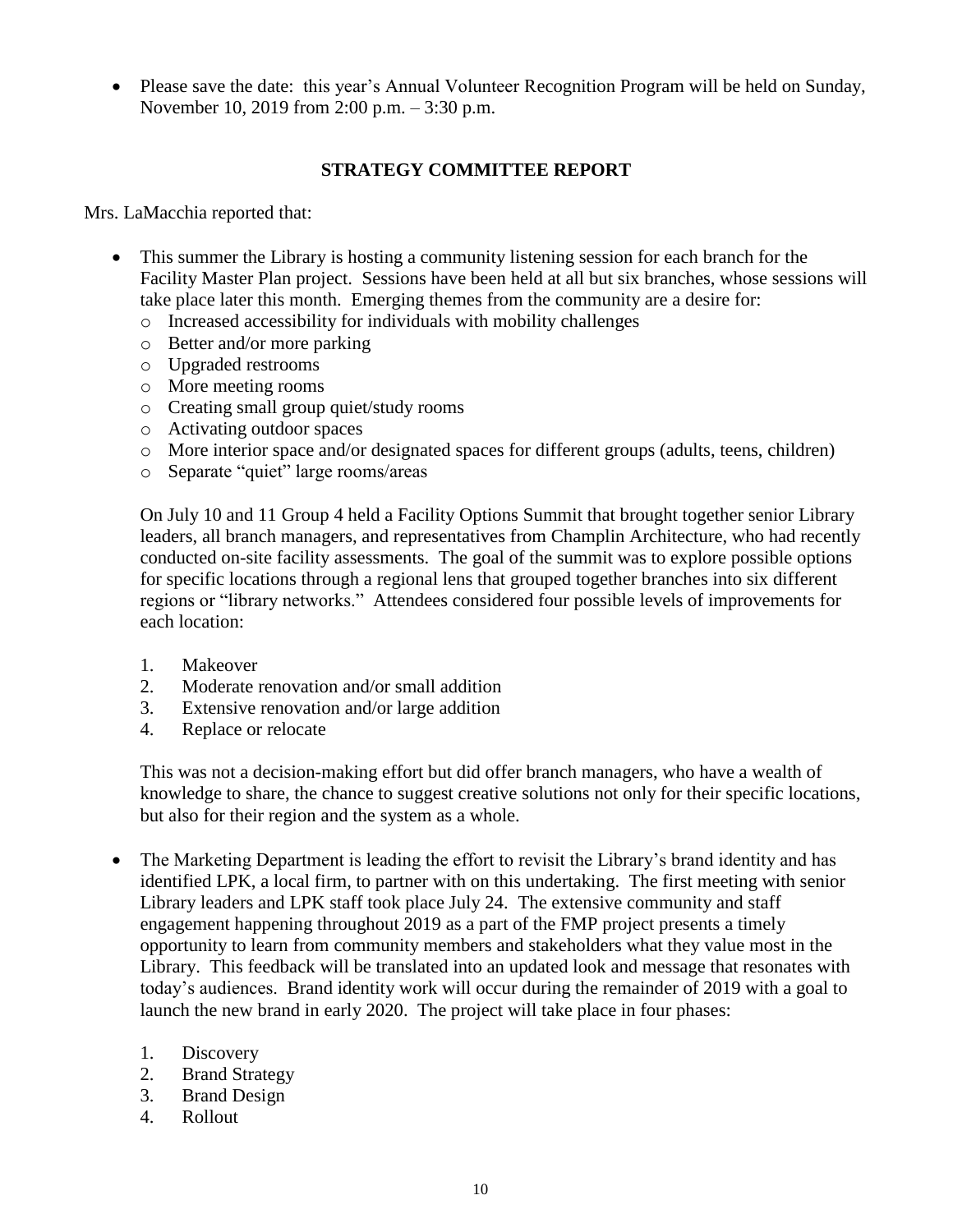- Please save the date: this year's Annual Volunteer Recognition Program will be held on Sunday, November 10, 2019 from 2:00 p.m. – 3:30 p.m.

## STRATEGY COMMITTEE REPORT

Mrs. LaMacchia reported that:

- This summer the Library is hosting a community listening session for each branch for the Facility Master Plan project. Sessions have been held at all but six branches, whose sessions will take place later this month. Emerging themes from the community are a desire for:
  - Increased accessibility for individuals with mobility challenges
  - Better and/or more parking
  - Upgraded restrooms
  - More meeting rooms
  - Creating small group quiet/study rooms
  - Activating outdoor spaces
  - More interior space and/or designated spaces for different groups (adults, teens, children)
  - Separate "quiet" large rooms/areas

  On July 10 and 11 Group 4 held a Facility Options Summit that brought together senior Library leaders, all branch managers, and representatives from Champlin Architecture, who had recently conducted on-site facility assessments. The goal of the summit was to explore possible options for specific locations through a regional lens that grouped together branches into six different regions or "library networks." Attendees considered four possible levels of improvements for each location:

  1. Makeover
  2. Moderate renovation and/or small addition
  3. Extensive renovation and/or large addition
  4. Replace or relocate

  This was not a decision-making effort but did offer branch managers, who have a wealth of knowledge to share, the chance to suggest creative solutions not only for their specific locations, but also for their region and the system as a whole.

- The Marketing Department is leading the effort to revisit the Library's brand identity and has identified LPK, a local firm, to partner with on this undertaking. The first meeting with senior Library leaders and LPK staff took place July 24. The extensive community and staff engagement happening throughout 2019 as a part of the FMP project presents a timely opportunity to learn from community members and stakeholders what they value most in the Library. This feedback will be translated into an updated look and message that resonates with today's audiences. Brand identity work will occur during the remainder of 2019 with a goal to launch the new brand in early 2020. The project will take place in four phases:

  1. Discovery
  2. Brand Strategy
  3. Brand Design
  4. Rollout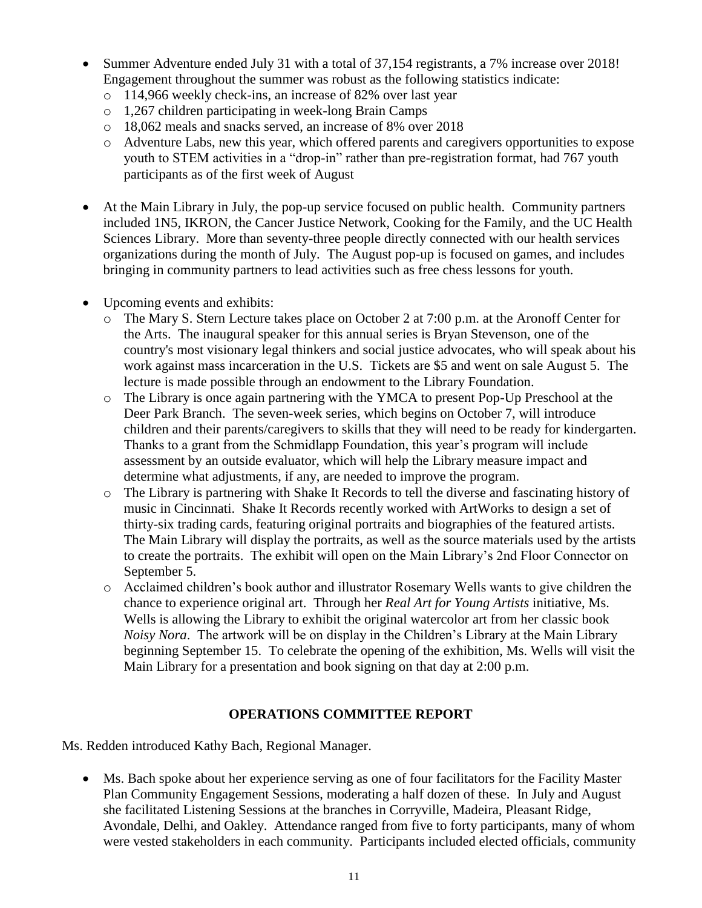- Summer Adventure ended July 31 with a total of 37,154 registrants, a 7% increase over 2018! Engagement throughout the summer was robust as the following statistics indicate:
  - 114,966 weekly check-ins, an increase of 82% over last year
  - 1,267 children participating in week-long Brain Camps
  - 18,062 meals and snacks served, an increase of 8% over 2018
  - Adventure Labs, new this year, which offered parents and caregivers opportunities to expose youth to STEM activities in a "drop-in" rather than pre-registration format, had 767 youth participants as of the first week of August

- At the Main Library in July, the pop-up service focused on public health. Community partners included 1N5, IKRON, the Cancer Justice Network, Cooking for the Family, and the UC Health Sciences Library. More than seventy-three people directly connected with our health services organizations during the month of July. The August pop-up is focused on games, and includes bringing in community partners to lead activities such as free chess lessons for youth.

- Upcoming events and exhibits:
  - The Mary S. Stern Lecture takes place on October 2 at 7:00 p.m. at the Aronoff Center for the Arts. The inaugural speaker for this annual series is Bryan Stevenson, one of the country's most visionary legal thinkers and social justice advocates, who will speak about his work against mass incarceration in the U.S. Tickets are $5 and went on sale August 5. The lecture is made possible through an endowment to the Library Foundation.
  - The Library is once again partnering with the YMCA to present Pop-Up Preschool at the Deer Park Branch. The seven-week series, which begins on October 7, will introduce children and their parents/caregivers to skills that they will need to be ready for kindergarten. Thanks to a grant from the Schmidlapp Foundation, this year's program will include assessment by an outside evaluator, which will help the Library measure impact and determine what adjustments, if any, are needed to improve the program.
  - The Library is partnering with Shake It Records to tell the diverse and fascinating history of music in Cincinnati. Shake It Records recently worked with ArtWorks to design a set of thirty-six trading cards, featuring original portraits and biographies of the featured artists. The Main Library will display the portraits, as well as the source materials used by the artists to create the portraits. The exhibit will open on the Main Library's 2nd Floor Connector on September 5.
  - Acclaimed children's book author and illustrator Rosemary Wells wants to give children the chance to experience original art. Through her *Real Art for Young Artists* initiative, Ms. Wells is allowing the Library to exhibit the original watercolor art from her classic book *Noisy Nora*. The artwork will be on display in the Children's Library at the Main Library beginning September 15. To celebrate the opening of the exhibition, Ms. Wells will visit the Main Library for a presentation and book signing on that day at 2:00 p.m.

## OPERATIONS COMMITTEE REPORT

Ms. Redden introduced Kathy Bach, Regional Manager.

- Ms. Bach spoke about her experience serving as one of four facilitators for the Facility Master Plan Community Engagement Sessions, moderating a half dozen of these. In July and August she facilitated Listening Sessions at the branches in Corryville, Madeira, Pleasant Ridge, Avondale, Delhi, and Oakley. Attendance ranged from five to forty participants, many of whom were vested stakeholders in each community. Participants included elected officials, community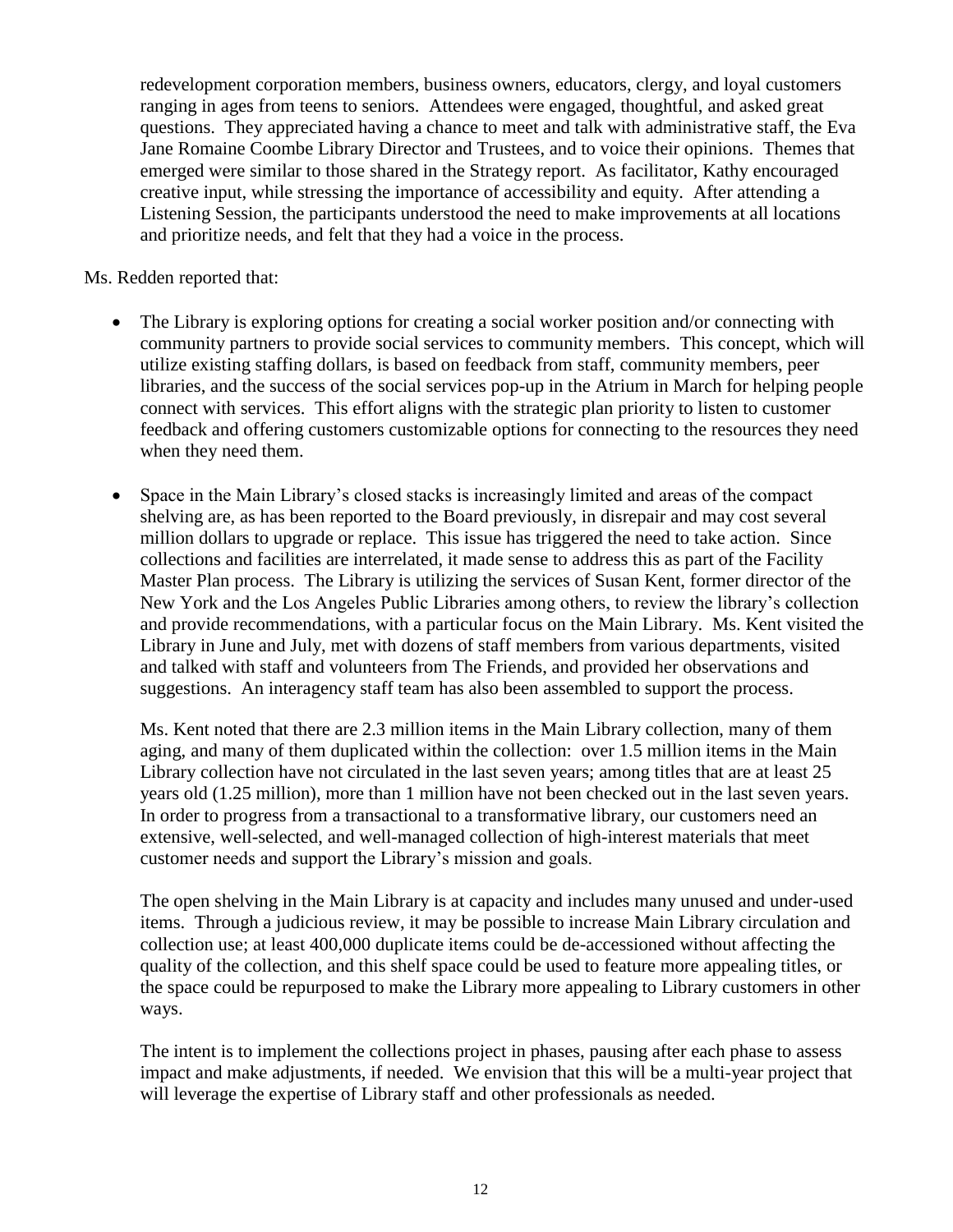redevelopment corporation members, business owners, educators, clergy, and loyal customers ranging in ages from teens to seniors. Attendees were engaged, thoughtful, and asked great questions. They appreciated having a chance to meet and talk with administrative staff, the Eva Jane Romaine Coombe Library Director and Trustees, and to voice their opinions. Themes that emerged were similar to those shared in the Strategy report. As facilitator, Kathy encouraged creative input, while stressing the importance of accessibility and equity. After attending a Listening Session, the participants understood the need to make improvements at all locations and prioritize needs, and felt that they had a voice in the process.

Ms. Redden reported that:

- The Library is exploring options for creating a social worker position and/or connecting with community partners to provide social services to community members. This concept, which will utilize existing staffing dollars, is based on feedback from staff, community members, peer libraries, and the success of the social services pop-up in the Atrium in March for helping people connect with services. This effort aligns with the strategic plan priority to listen to customer feedback and offering customers customizable options for connecting to the resources they need when they need them.

- Space in the Main Library's closed stacks is increasingly limited and areas of the compact shelving are, as has been reported to the Board previously, in disrepair and may cost several million dollars to upgrade or replace. This issue has triggered the need to take action. Since collections and facilities are interrelated, it made sense to address this as part of the Facility Master Plan process. The Library is utilizing the services of Susan Kent, former director of the New York and the Los Angeles Public Libraries among others, to review the library's collection and provide recommendations, with a particular focus on the Main Library. Ms. Kent visited the Library in June and July, met with dozens of staff members from various departments, visited and talked with staff and volunteers from The Friends, and provided her observations and suggestions. An interagency staff team has also been assembled to support the process.

  Ms. Kent noted that there are 2.3 million items in the Main Library collection, many of them aging, and many of them duplicated within the collection: over 1.5 million items in the Main Library collection have not circulated in the last seven years; among titles that are at least 25 years old (1.25 million), more than 1 million have not been checked out in the last seven years. In order to progress from a transactional to a transformative library, our customers need an extensive, well-selected, and well-managed collection of high-interest materials that meet customer needs and support the Library's mission and goals.

  The open shelving in the Main Library is at capacity and includes many unused and under-used items. Through a judicious review, it may be possible to increase Main Library circulation and collection use; at least 400,000 duplicate items could be de-accessioned without affecting the quality of the collection, and this shelf space could be used to feature more appealing titles, or the space could be repurposed to make the Library more appealing to Library customers in other ways.

  The intent is to implement the collections project in phases, pausing after each phase to assess impact and make adjustments, if needed. We envision that this will be a multi-year project that will leverage the expertise of Library staff and other professionals as needed.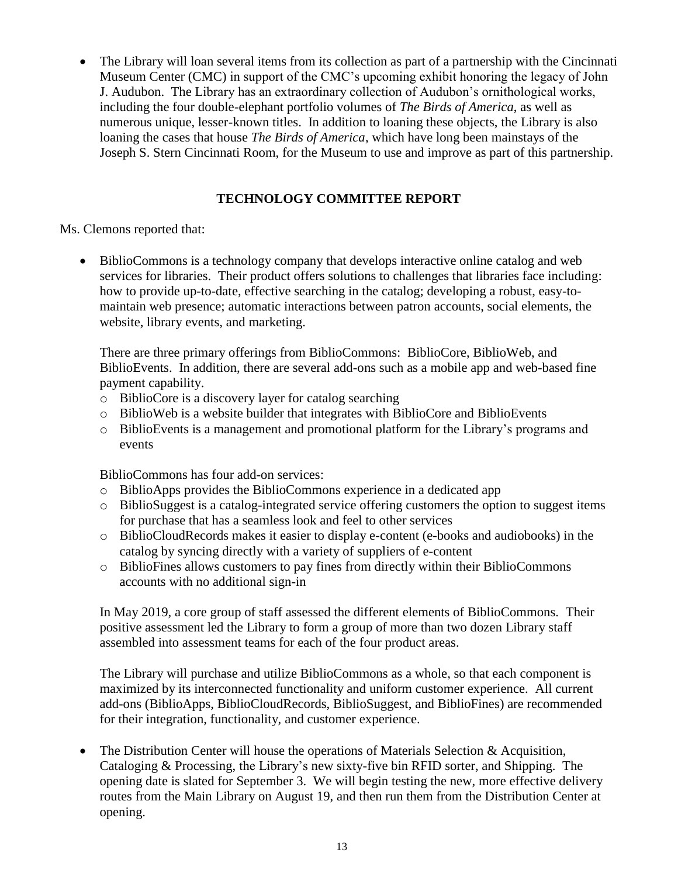- The Library will loan several items from its collection as part of a partnership with the Cincinnati Museum Center (CMC) in support of the CMC's upcoming exhibit honoring the legacy of John J. Audubon. The Library has an extraordinary collection of Audubon's ornithological works, including the four double-elephant portfolio volumes of *The Birds of America*, as well as numerous unique, lesser-known titles. In addition to loaning these objects, the Library is also loaning the cases that house *The Birds of America*, which have long been mainstays of the Joseph S. Stern Cincinnati Room, for the Museum to use and improve as part of this partnership.

## TECHNOLOGY COMMITTEE REPORT

Ms. Clemons reported that:

- BiblioCommons is a technology company that develops interactive online catalog and web services for libraries. Their product offers solutions to challenges that libraries face including: how to provide up-to-date, effective searching in the catalog; developing a robust, easy-to-maintain web presence; automatic interactions between patron accounts, social elements, the website, library events, and marketing.

  There are three primary offerings from BiblioCommons: BiblioCore, BiblioWeb, and BiblioEvents. In addition, there are several add-ons such as a mobile app and web-based fine payment capability.
  - BiblioCore is a discovery layer for catalog searching
  - BiblioWeb is a website builder that integrates with BiblioCore and BiblioEvents
  - BiblioEvents is a management and promotional platform for the Library's programs and events

  BiblioCommons has four add-on services:
  - BiblioApps provides the BiblioCommons experience in a dedicated app
  - BiblioSuggest is a catalog-integrated service offering customers the option to suggest items for purchase that has a seamless look and feel to other services
  - BiblioCloudRecords makes it easier to display e-content (e-books and audiobooks) in the catalog by syncing directly with a variety of suppliers of e-content
  - BiblioFines allows customers to pay fines from directly within their BiblioCommons accounts with no additional sign-in

  In May 2019, a core group of staff assessed the different elements of BiblioCommons. Their positive assessment led the Library to form a group of more than two dozen Library staff assembled into assessment teams for each of the four product areas.

  The Library will purchase and utilize BiblioCommons as a whole, so that each component is maximized by its interconnected functionality and uniform customer experience. All current add-ons (BiblioApps, BiblioCloudRecords, BiblioSuggest, and BiblioFines) are recommended for their integration, functionality, and customer experience.

- The Distribution Center will house the operations of Materials Selection & Acquisition, Cataloging & Processing, the Library's new sixty-five bin RFID sorter, and Shipping. The opening date is slated for September 3. We will begin testing the new, more effective delivery routes from the Main Library on August 19, and then run them from the Distribution Center at opening.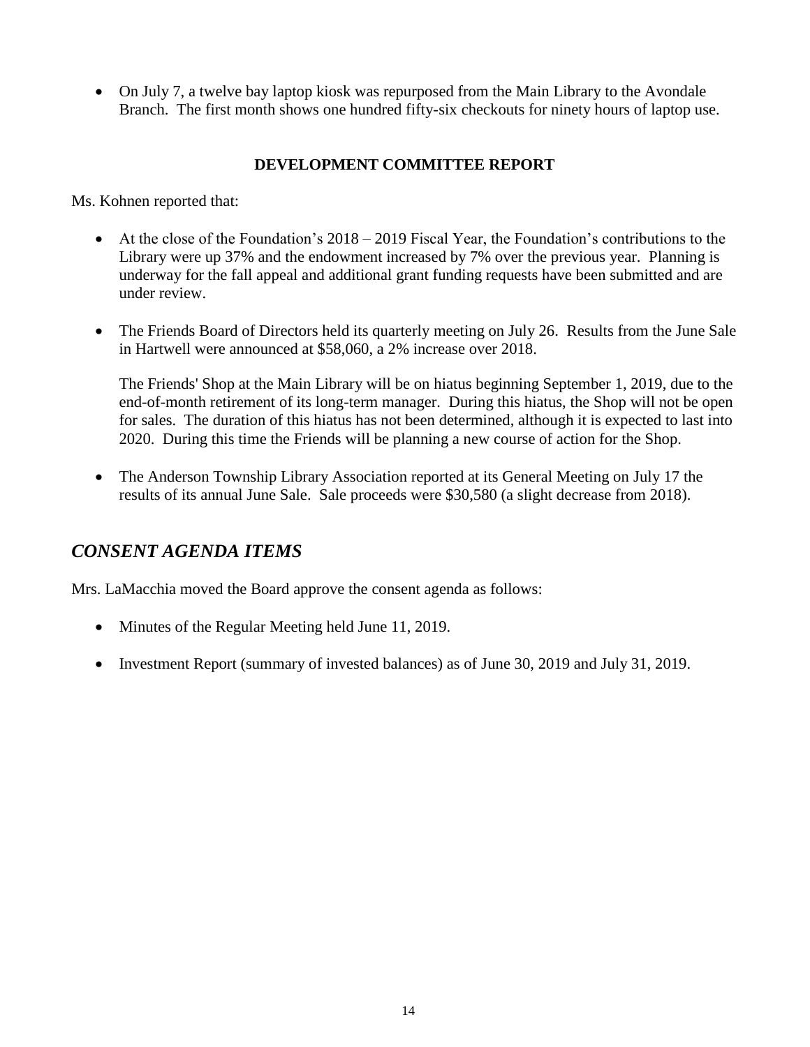- On July 7, a twelve bay laptop kiosk was repurposed from the Main Library to the Avondale Branch. The first month shows one hundred fifty-six checkouts for ninety hours of laptop use.

**DEVELOPMENT COMMITTEE REPORT**

Ms. Kohnen reported that:

- At the close of the Foundation's 2018 – 2019 Fiscal Year, the Foundation's contributions to the Library were up 37% and the endowment increased by 7% over the previous year. Planning is underway for the fall appeal and additional grant funding requests have been submitted and are under review.

- The Friends Board of Directors held its quarterly meeting on July 26. Results from the June Sale in Hartwell were announced at $58,060, a 2% increase over 2018.

  The Friends' Shop at the Main Library will be on hiatus beginning September 1, 2019, due to the end-of-month retirement of its long-term manager. During this hiatus, the Shop will not be open for sales. The duration of this hiatus has not been determined, although it is expected to last into 2020. During this time the Friends will be planning a new course of action for the Shop.

- The Anderson Township Library Association reported at its General Meeting on July 17 the results of its annual June Sale. Sale proceeds were $30,580 (a slight decrease from 2018).

## *CONSENT AGENDA ITEMS*

Mrs. LaMacchia moved the Board approve the consent agenda as follows:

- Minutes of the Regular Meeting held June 11, 2019.

- Investment Report (summary of invested balances) as of June 30, 2019 and July 31, 2019.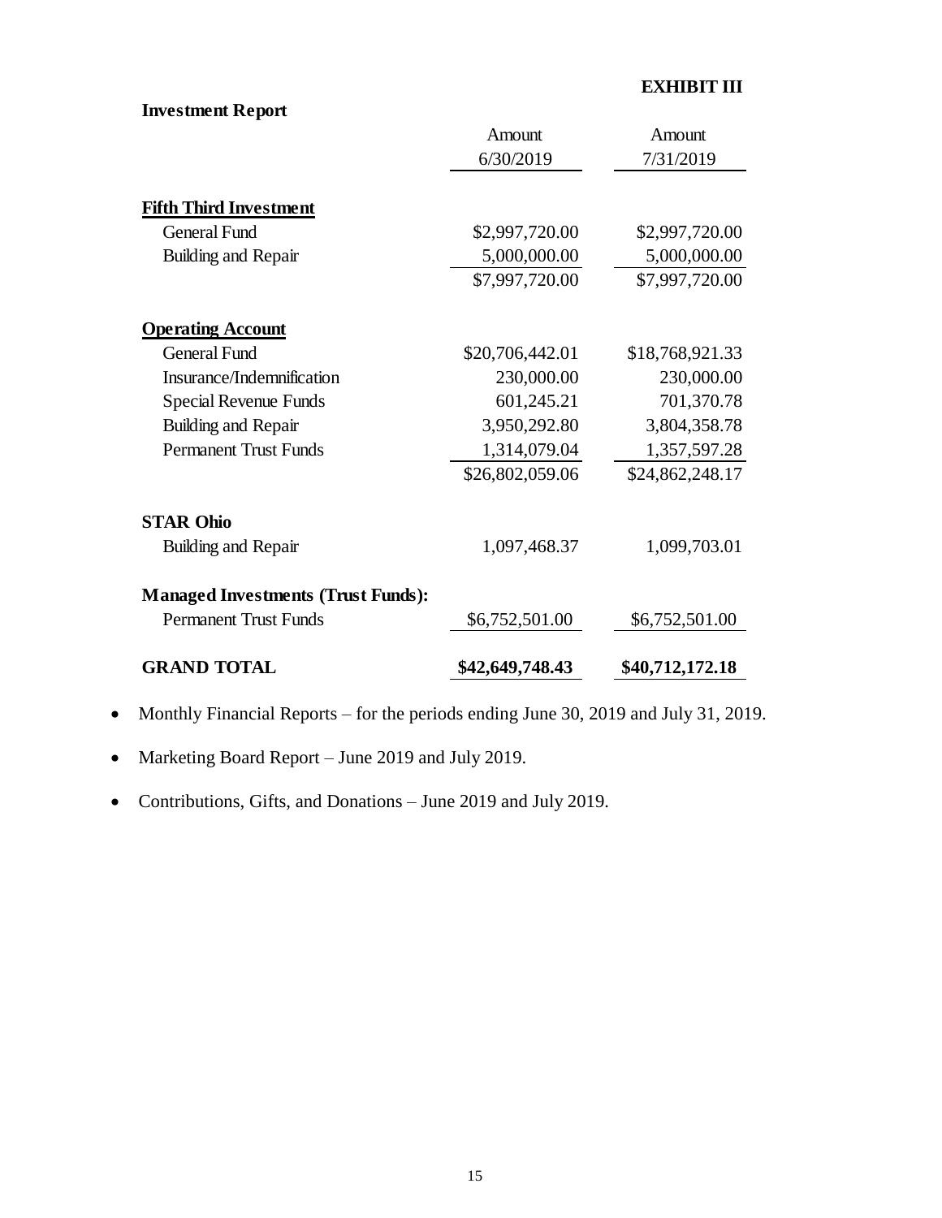**EXHIBIT III**

**Investment Report**

| | Amount 6/30/2019 | Amount 7/31/2019 |
|---|---|---|
| **Fifth Third Investment** | | |
| General Fund | $2,997,720.00 | $2,997,720.00 |
| Building and Repair | 5,000,000.00 | 5,000,000.00 |
| | $7,997,720.00 | $7,997,720.00 |
| **Operating Account** | | |
| General Fund | $20,706,442.01 | $18,768,921.33 |
| Insurance/Indemnification | 230,000.00 | 230,000.00 |
| Special Revenue Funds | 601,245.21 | 701,370.78 |
| Building and Repair | 3,950,292.80 | 3,804,358.78 |
| Permanent Trust Funds | 1,314,079.04 | 1,357,597.28 |
| | $26,802,059.06 | $24,862,248.17 |
| **STAR Ohio** | | |
| Building and Repair | 1,097,468.37 | 1,099,703.01 |
| **Managed Investments (Trust Funds):** | | |
| Permanent Trust Funds | $6,752,501.00 | $6,752,501.00 |
| **GRAND TOTAL** | **$42,649,748.43** | **$40,712,172.18** |

- Monthly Financial Reports – for the periods ending June 30, 2019 and July 31, 2019.
- Marketing Board Report – June 2019 and July 2019.
- Contributions, Gifts, and Donations – June 2019 and July 2019.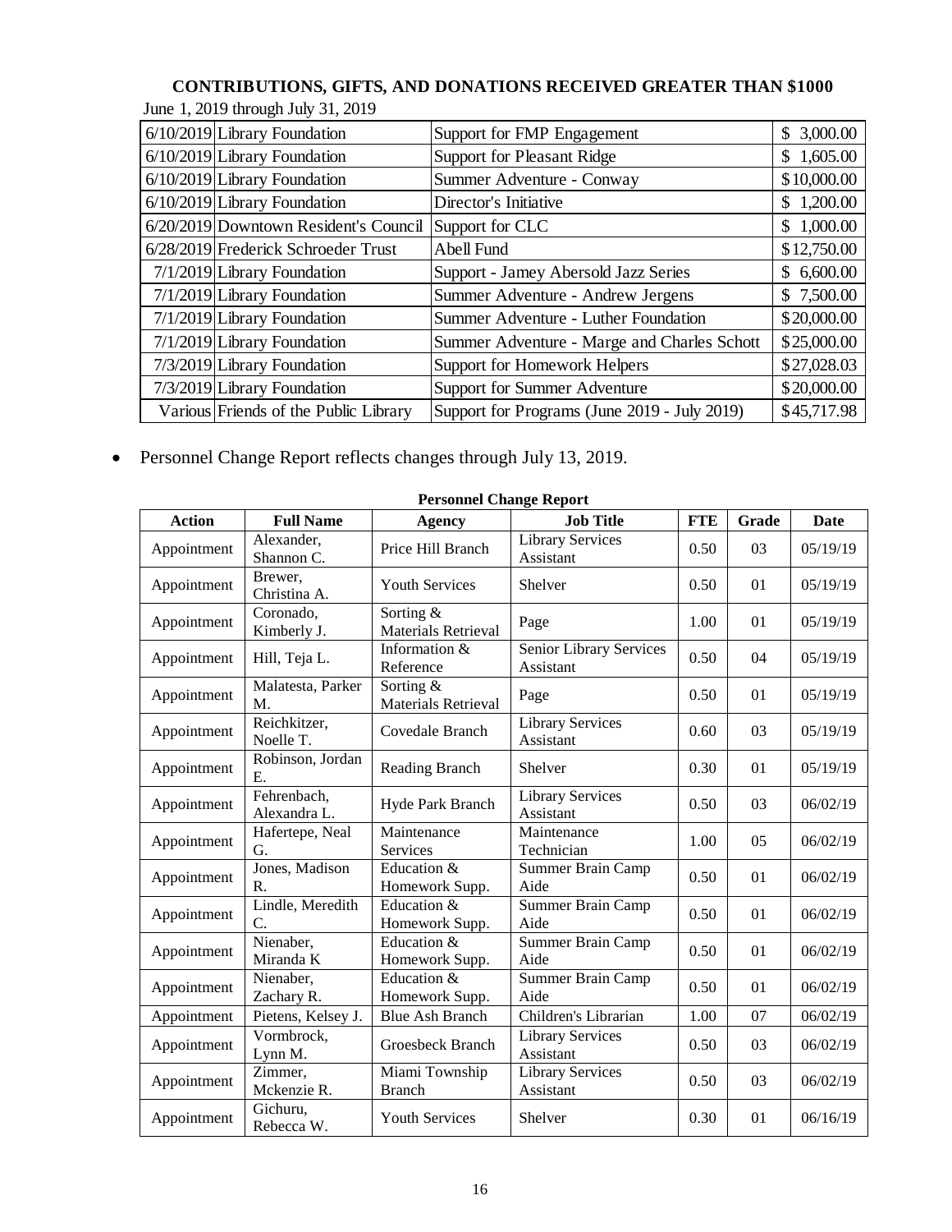**CONTRIBUTIONS, GIFTS, AND DONATIONS RECEIVED GREATER THAN $1000**

June 1, 2019 through July 31, 2019

| | | | |
|---|---|---|---|
| 6/10/2019 | Library Foundation | Support for FMP Engagement | $ 3,000.00 |
| 6/10/2019 | Library Foundation | Support for Pleasant Ridge | $ 1,605.00 |
| 6/10/2019 | Library Foundation | Summer Adventure - Conway | $10,000.00 |
| 6/10/2019 | Library Foundation | Director's Initiative | $ 1,200.00 |
| 6/20/2019 | Downtown Resident's Council | Support for CLC | $ 1,000.00 |
| 6/28/2019 | Frederick Schroeder Trust | Abell Fund | $12,750.00 |
| 7/1/2019 | Library Foundation | Support - Jamey Abersold Jazz Series | $ 6,600.00 |
| 7/1/2019 | Library Foundation | Summer Adventure - Andrew Jergens | $ 7,500.00 |
| 7/1/2019 | Library Foundation | Summer Adventure - Luther Foundation | $20,000.00 |
| 7/1/2019 | Library Foundation | Summer Adventure - Marge and Charles Schott | $25,000.00 |
| 7/3/2019 | Library Foundation | Support for Homework Helpers | $27,028.03 |
| 7/3/2019 | Library Foundation | Support for Summer Adventure | $20,000.00 |
| Various | Friends of the Public Library | Support for Programs (June 2019 - July 2019) | $45,717.98 |

- Personnel Change Report reflects changes through July 13, 2019.

**Personnel Change Report**

| Action | Full Name | Agency | Job Title | FTE | Grade | Date |
|---|---|---|---|---|---|---|
| Appointment | Alexander, Shannon C. | Price Hill Branch | Library Services Assistant | 0.50 | 03 | 05/19/19 |
| Appointment | Brewer, Christina A. | Youth Services | Shelver | 0.50 | 01 | 05/19/19 |
| Appointment | Coronado, Kimberly J. | Sorting & Materials Retrieval | Page | 1.00 | 01 | 05/19/19 |
| Appointment | Hill, Teja L. | Information & Reference | Senior Library Services Assistant | 0.50 | 04 | 05/19/19 |
| Appointment | Malatesta, Parker M. | Sorting & Materials Retrieval | Page | 0.50 | 01 | 05/19/19 |
| Appointment | Reichkitzer, Noelle T. | Covedale Branch | Library Services Assistant | 0.60 | 03 | 05/19/19 |
| Appointment | Robinson, Jordan E. | Reading Branch | Shelver | 0.30 | 01 | 05/19/19 |
| Appointment | Fehrenbach, Alexandra L. | Hyde Park Branch | Library Services Assistant | 0.50 | 03 | 06/02/19 |
| Appointment | Hafertepe, Neal G. | Maintenance Services | Maintenance Technician | 1.00 | 05 | 06/02/19 |
| Appointment | Jones, Madison R. | Education & Homework Supp. | Summer Brain Camp Aide | 0.50 | 01 | 06/02/19 |
| Appointment | Lindle, Meredith C. | Education & Homework Supp. | Summer Brain Camp Aide | 0.50 | 01 | 06/02/19 |
| Appointment | Nienaber, Miranda K | Education & Homework Supp. | Summer Brain Camp Aide | 0.50 | 01 | 06/02/19 |
| Appointment | Nienaber, Zachary R. | Education & Homework Supp. | Summer Brain Camp Aide | 0.50 | 01 | 06/02/19 |
| Appointment | Pietens, Kelsey J. | Blue Ash Branch | Children's Librarian | 1.00 | 07 | 06/02/19 |
| Appointment | Vormbrock, Lynn M. | Groesbeck Branch | Library Services Assistant | 0.50 | 03 | 06/02/19 |
| Appointment | Zimmer, Mckenzie R. | Miami Township Branch | Library Services Assistant | 0.50 | 03 | 06/02/19 |
| Appointment | Gichuru, Rebecca W. | Youth Services | Shelver | 0.30 | 01 | 06/16/19 |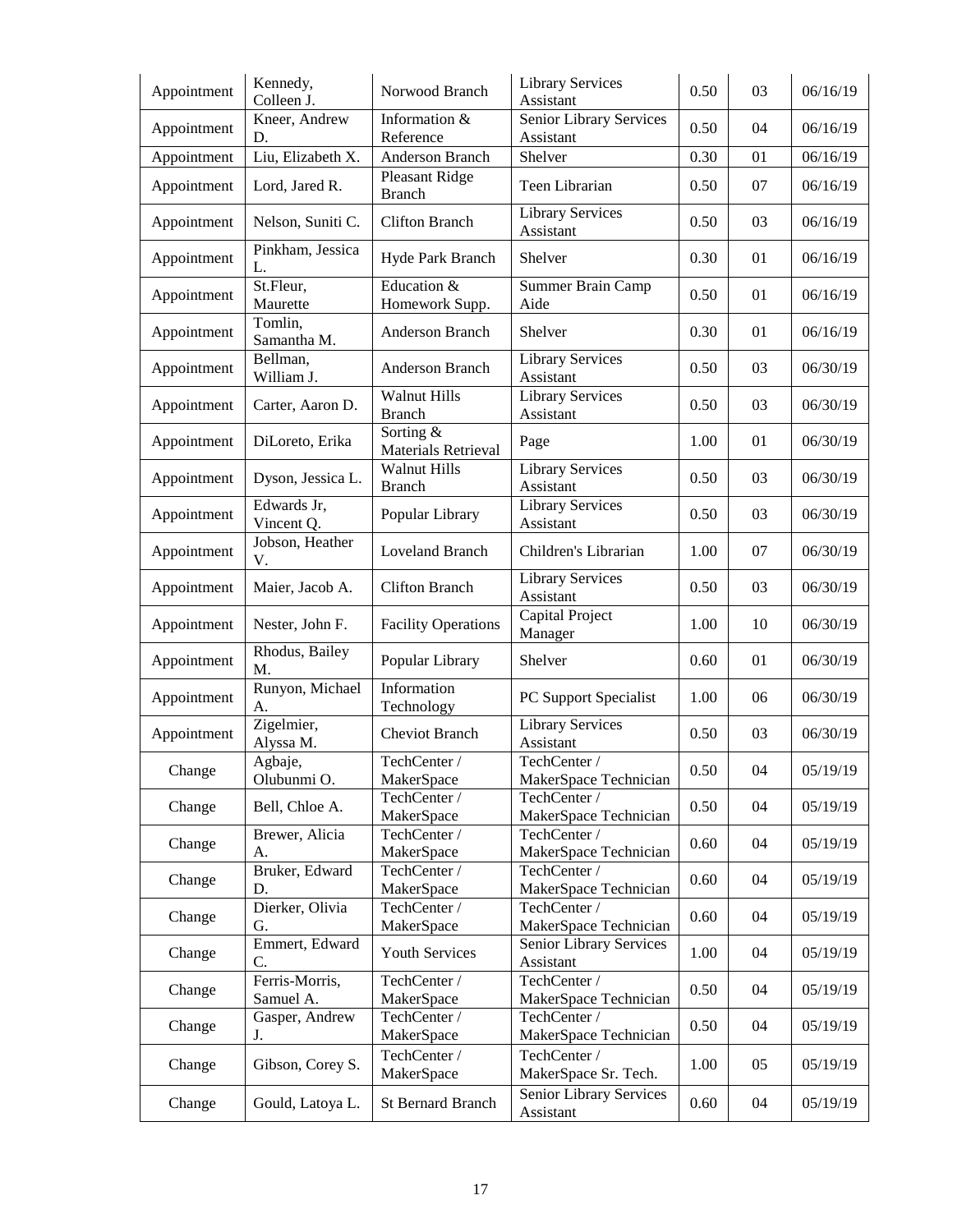| Appointment | Kennedy, Colleen J. | Norwood Branch | Library Services Assistant | 0.50 | 03 | 06/16/19 |
|---|---|---|---|---|---|---|
| Appointment | Kneer, Andrew D. | Information & Reference | Senior Library Services Assistant | 0.50 | 04 | 06/16/19 |
| Appointment | Liu, Elizabeth X. | Anderson Branch | Shelver | 0.30 | 01 | 06/16/19 |
| Appointment | Lord, Jared R. | Pleasant Ridge Branch | Teen Librarian | 0.50 | 07 | 06/16/19 |
| Appointment | Nelson, Suniti C. | Clifton Branch | Library Services Assistant | 0.50 | 03 | 06/16/19 |
| Appointment | Pinkham, Jessica L. | Hyde Park Branch | Shelver | 0.30 | 01 | 06/16/19 |
| Appointment | St.Fleur, Maurette | Education & Homework Supp. | Summer Brain Camp Aide | 0.50 | 01 | 06/16/19 |
| Appointment | Tomlin, Samantha M. | Anderson Branch | Shelver | 0.30 | 01 | 06/16/19 |
| Appointment | Bellman, William J. | Anderson Branch | Library Services Assistant | 0.50 | 03 | 06/30/19 |
| Appointment | Carter, Aaron D. | Walnut Hills Branch | Library Services Assistant | 0.50 | 03 | 06/30/19 |
| Appointment | DiLoreto, Erika | Sorting & Materials Retrieval | Page | 1.00 | 01 | 06/30/19 |
| Appointment | Dyson, Jessica L. | Walnut Hills Branch | Library Services Assistant | 0.50 | 03 | 06/30/19 |
| Appointment | Edwards Jr, Vincent Q. | Popular Library | Library Services Assistant | 0.50 | 03 | 06/30/19 |
| Appointment | Jobson, Heather V. | Loveland Branch | Children's Librarian | 1.00 | 07 | 06/30/19 |
| Appointment | Maier, Jacob A. | Clifton Branch | Library Services Assistant | 0.50 | 03 | 06/30/19 |
| Appointment | Nester, John F. | Facility Operations | Capital Project Manager | 1.00 | 10 | 06/30/19 |
| Appointment | Rhodus, Bailey M. | Popular Library | Shelver | 0.60 | 01 | 06/30/19 |
| Appointment | Runyon, Michael A. | Information Technology | PC Support Specialist | 1.00 | 06 | 06/30/19 |
| Appointment | Zigelmier, Alyssa M. | Cheviot Branch | Library Services Assistant | 0.50 | 03 | 06/30/19 |
| Change | Agbaje, Olubunmi O. | TechCenter / MakerSpace | TechCenter / MakerSpace Technician | 0.50 | 04 | 05/19/19 |
| Change | Bell, Chloe A. | TechCenter / MakerSpace | TechCenter / MakerSpace Technician | 0.50 | 04 | 05/19/19 |
| Change | Brewer, Alicia A. | TechCenter / MakerSpace | TechCenter / MakerSpace Technician | 0.60 | 04 | 05/19/19 |
| Change | Bruker, Edward D. | TechCenter / MakerSpace | TechCenter / MakerSpace Technician | 0.60 | 04 | 05/19/19 |
| Change | Dierker, Olivia G. | TechCenter / MakerSpace | TechCenter / MakerSpace Technician | 0.60 | 04 | 05/19/19 |
| Change | Emmert, Edward C. | Youth Services | Senior Library Services Assistant | 1.00 | 04 | 05/19/19 |
| Change | Ferris-Morris, Samuel A. | TechCenter / MakerSpace | TechCenter / MakerSpace Technician | 0.50 | 04 | 05/19/19 |
| Change | Gasper, Andrew J. | TechCenter / MakerSpace | TechCenter / MakerSpace Technician | 0.50 | 04 | 05/19/19 |
| Change | Gibson, Corey S. | TechCenter / MakerSpace | TechCenter / MakerSpace Sr. Tech. | 1.00 | 05 | 05/19/19 |
| Change | Gould, Latoya L. | St Bernard Branch | Senior Library Services Assistant | 0.60 | 04 | 05/19/19 |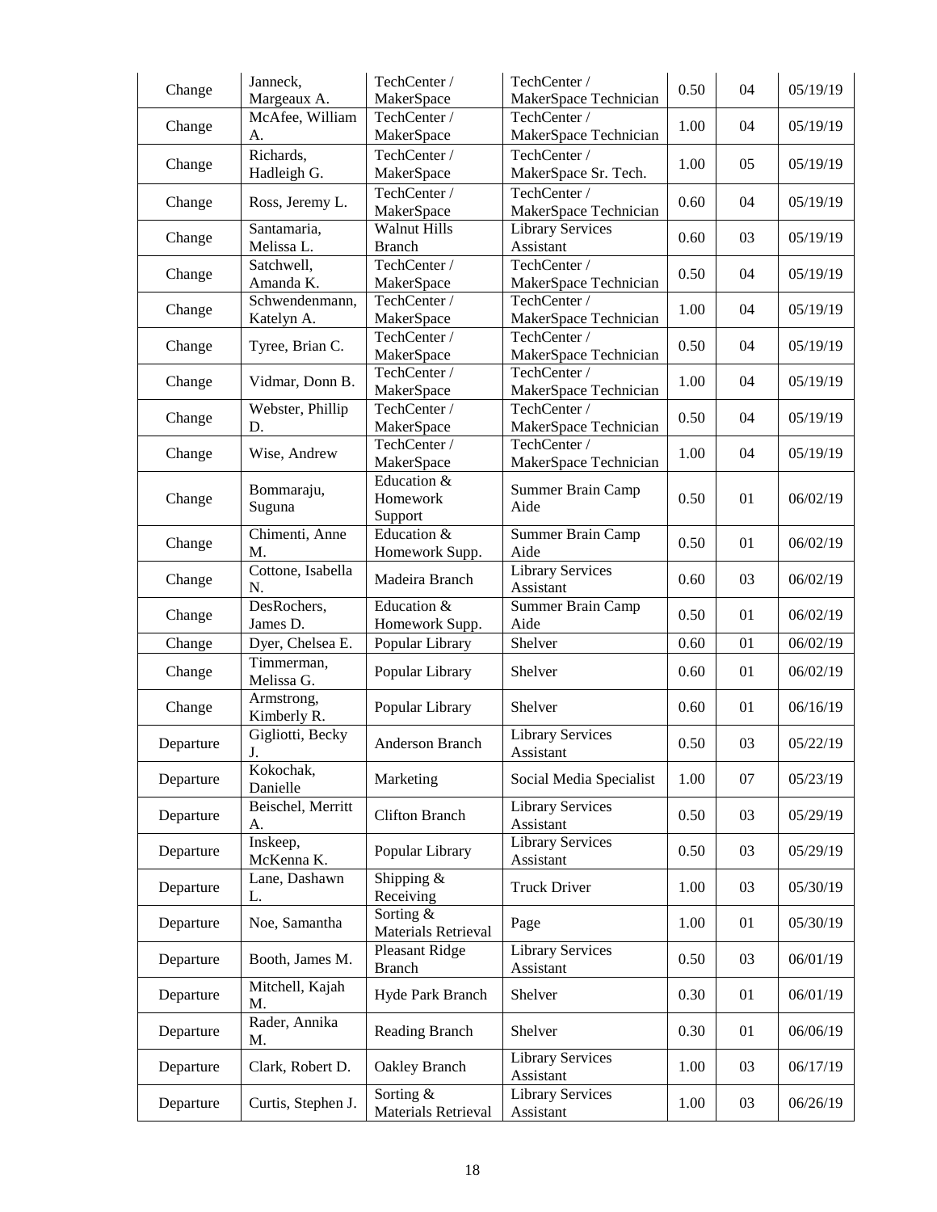| | | | | | | |
|---|---|---|---|---|---|---|
| Change | Janneck, Margeaux A. | TechCenter / MakerSpace | TechCenter / MakerSpace Technician | 0.50 | 04 | 05/19/19 |
| Change | McAfee, William A. | TechCenter / MakerSpace | TechCenter / MakerSpace Technician | 1.00 | 04 | 05/19/19 |
| Change | Richards, Hadleigh G. | TechCenter / MakerSpace | TechCenter / MakerSpace Sr. Tech. | 1.00 | 05 | 05/19/19 |
| Change | Ross, Jeremy L. | TechCenter / MakerSpace | TechCenter / MakerSpace Technician | 0.60 | 04 | 05/19/19 |
| Change | Santamaria, Melissa L. | Walnut Hills Branch | Library Services Assistant | 0.60 | 03 | 05/19/19 |
| Change | Satchwell, Amanda K. | TechCenter / MakerSpace | TechCenter / MakerSpace Technician | 0.50 | 04 | 05/19/19 |
| Change | Schwendenmann, Katelyn A. | TechCenter / MakerSpace | TechCenter / MakerSpace Technician | 1.00 | 04 | 05/19/19 |
| Change | Tyree, Brian C. | TechCenter / MakerSpace | TechCenter / MakerSpace Technician | 0.50 | 04 | 05/19/19 |
| Change | Vidmar, Donn B. | TechCenter / MakerSpace | TechCenter / MakerSpace Technician | 1.00 | 04 | 05/19/19 |
| Change | Webster, Phillip D. | TechCenter / MakerSpace | TechCenter / MakerSpace Technician | 0.50 | 04 | 05/19/19 |
| Change | Wise, Andrew | TechCenter / MakerSpace | TechCenter / MakerSpace Technician | 1.00 | 04 | 05/19/19 |
| Change | Bommaraju, Suguna | Education & Homework Support | Summer Brain Camp Aide | 0.50 | 01 | 06/02/19 |
| Change | Chimenti, Anne M. | Education & Homework Supp. | Summer Brain Camp Aide | 0.50 | 01 | 06/02/19 |
| Change | Cottone, Isabella N. | Madeira Branch | Library Services Assistant | 0.60 | 03 | 06/02/19 |
| Change | DesRochers, James D. | Education & Homework Supp. | Summer Brain Camp Aide | 0.50 | 01 | 06/02/19 |
| Change | Dyer, Chelsea E. | Popular Library | Shelver | 0.60 | 01 | 06/02/19 |
| Change | Timmerman, Melissa G. | Popular Library | Shelver | 0.60 | 01 | 06/02/19 |
| Change | Armstrong, Kimberly R. | Popular Library | Shelver | 0.60 | 01 | 06/16/19 |
| Departure | Gigliotti, Becky J. | Anderson Branch | Library Services Assistant | 0.50 | 03 | 05/22/19 |
| Departure | Kokochak, Danielle | Marketing | Social Media Specialist | 1.00 | 07 | 05/23/19 |
| Departure | Beischel, Merritt A. | Clifton Branch | Library Services Assistant | 0.50 | 03 | 05/29/19 |
| Departure | Inskeep, McKenna K. | Popular Library | Library Services Assistant | 0.50 | 03 | 05/29/19 |
| Departure | Lane, Dashawn L. | Shipping & Receiving | Truck Driver | 1.00 | 03 | 05/30/19 |
| Departure | Noe, Samantha | Sorting & Materials Retrieval | Page | 1.00 | 01 | 05/30/19 |
| Departure | Booth, James M. | Pleasant Ridge Branch | Library Services Assistant | 0.50 | 03 | 06/01/19 |
| Departure | Mitchell, Kajah M. | Hyde Park Branch | Shelver | 0.30 | 01 | 06/01/19 |
| Departure | Rader, Annika M. | Reading Branch | Shelver | 0.30 | 01 | 06/06/19 |
| Departure | Clark, Robert D. | Oakley Branch | Library Services Assistant | 1.00 | 03 | 06/17/19 |
| Departure | Curtis, Stephen J. | Sorting & Materials Retrieval | Library Services Assistant | 1.00 | 03 | 06/26/19 |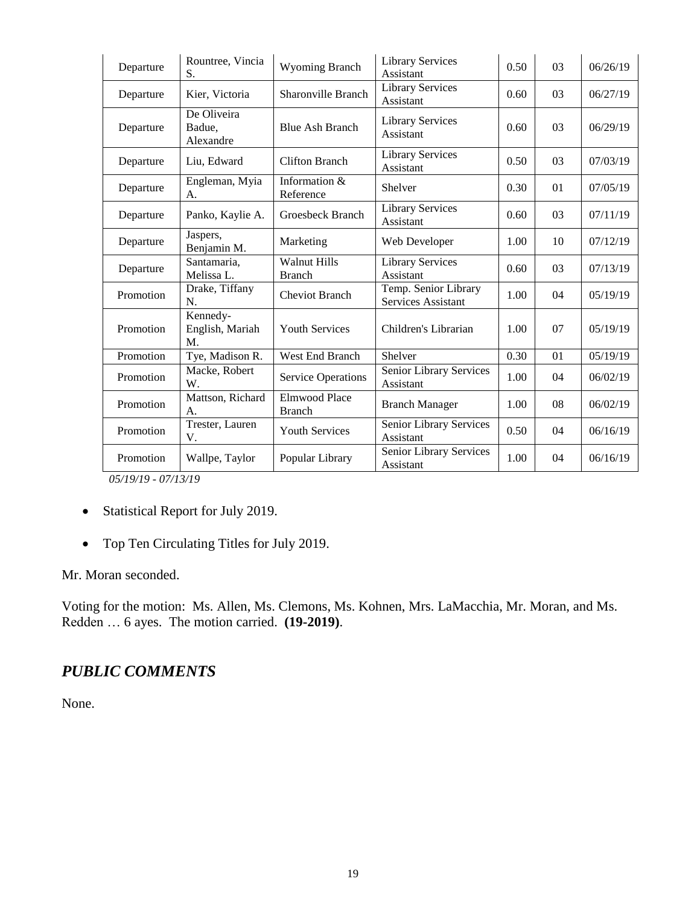| Departure | Rountree, Vincia S. | Wyoming Branch | Library Services Assistant | 0.50 | 03 | 06/26/19 |
|---|---|---|---|---|---|---|
| Departure | Kier, Victoria | Sharonville Branch | Library Services Assistant | 0.60 | 03 | 06/27/19 |
| Departure | De Oliveira Badue, Alexandre | Blue Ash Branch | Library Services Assistant | 0.60 | 03 | 06/29/19 |
| Departure | Liu, Edward | Clifton Branch | Library Services Assistant | 0.50 | 03 | 07/03/19 |
| Departure | Engleman, Myia A. | Information & Reference | Shelver | 0.30 | 01 | 07/05/19 |
| Departure | Panko, Kaylie A. | Groesbeck Branch | Library Services Assistant | 0.60 | 03 | 07/11/19 |
| Departure | Jaspers, Benjamin M. | Marketing | Web Developer | 1.00 | 10 | 07/12/19 |
| Departure | Santamaria, Melissa L. | Walnut Hills Branch | Library Services Assistant | 0.60 | 03 | 07/13/19 |
| Promotion | Drake, Tiffany N. | Cheviot Branch | Temp. Senior Library Services Assistant | 1.00 | 04 | 05/19/19 |
| Promotion | Kennedy-English, Mariah M. | Youth Services | Children's Librarian | 1.00 | 07 | 05/19/19 |
| Promotion | Tye, Madison R. | West End Branch | Shelver | 0.30 | 01 | 05/19/19 |
| Promotion | Macke, Robert W. | Service Operations | Senior Library Services Assistant | 1.00 | 04 | 06/02/19 |
| Promotion | Mattson, Richard A. | Elmwood Place Branch | Branch Manager | 1.00 | 08 | 06/02/19 |
| Promotion | Trester, Lauren V. | Youth Services | Senior Library Services Assistant | 0.50 | 04 | 06/16/19 |
| Promotion | Wallpe, Taylor | Popular Library | Senior Library Services Assistant | 1.00 | 04 | 06/16/19 |

*05/19/19 - 07/13/19*

- Statistical Report for July 2019.
- Top Ten Circulating Titles for July 2019.

Mr. Moran seconded.

Voting for the motion: Ms. Allen, Ms. Clemons, Ms. Kohnen, Mrs. LaMacchia, Mr. Moran, and Ms. Redden … 6 ayes. The motion carried. **(19-2019)**.

## *PUBLIC COMMENTS*

None.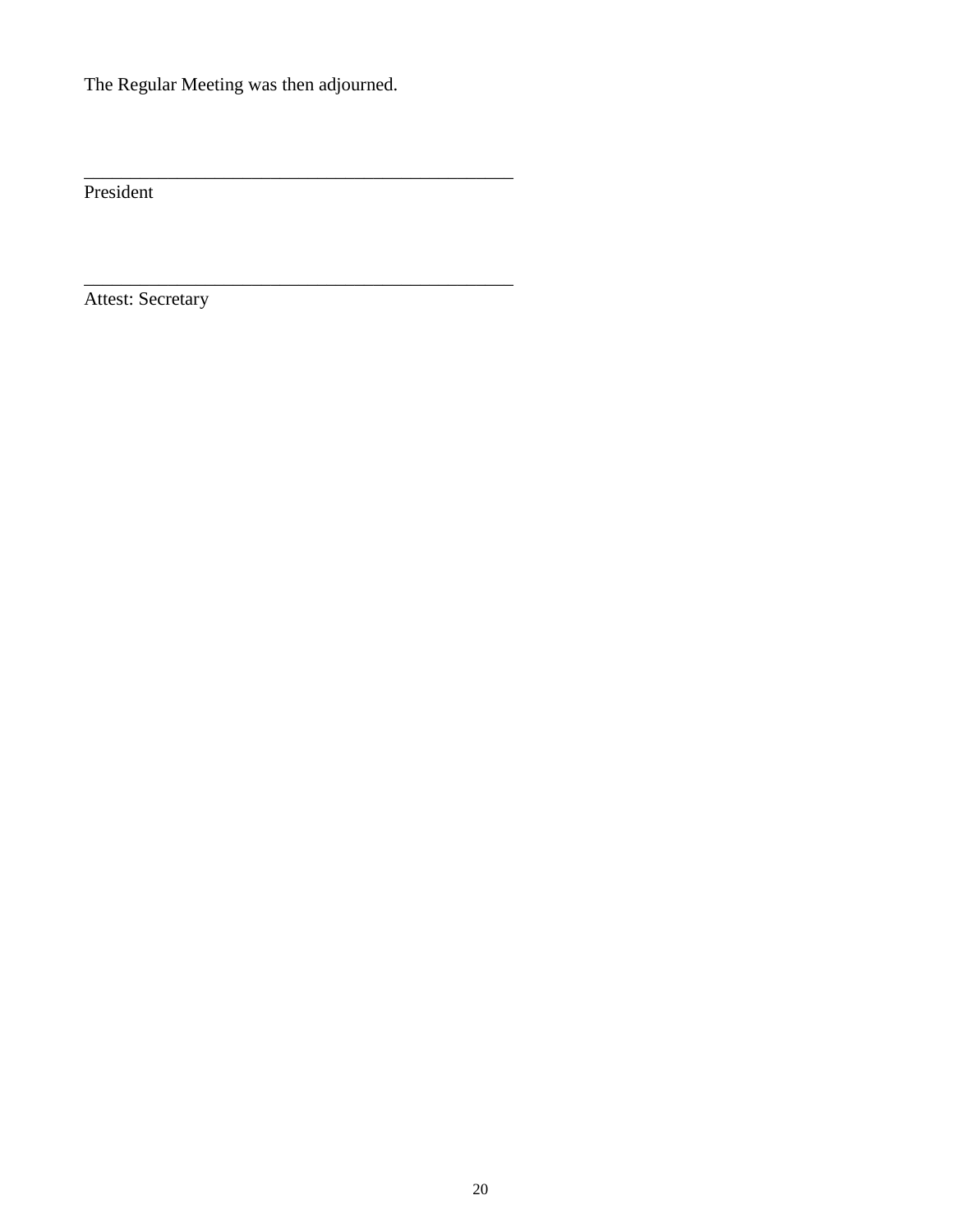The Regular Meeting was then adjourned.

_______________________________________________
President

_______________________________________________
Attest: Secretary